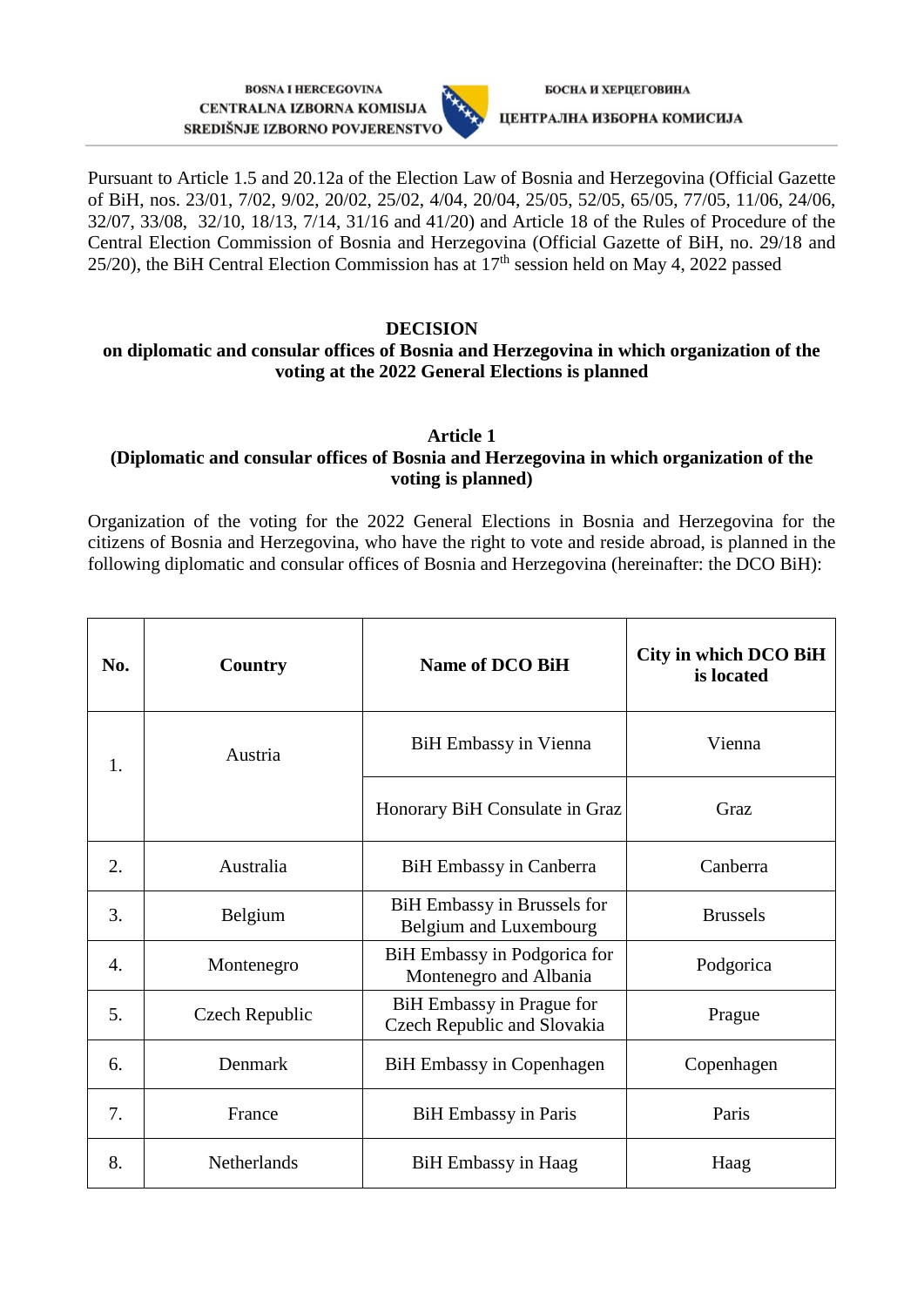BOSNA I HERCEGOVINA
CENTRALNA IZBORNA KOMISIJA
SREDIŠNJE IZBORNO POVJERENSTVO

БОСНА И ХЕРЦЕГОВИНА
ЦЕНТРАЛНА ИЗБОРНА КОМИСИЈА

Pursuant to Article 1.5 and 20.12a of the Election Law of Bosnia and Herzegovina (Official Gazette of BiH, nos. 23/01, 7/02, 9/02, 20/02, 25/02, 4/04, 20/04, 25/05, 52/05, 65/05, 77/05, 11/06, 24/06, 32/07, 33/08, 32/10, 18/13, 7/14, 31/16 and 41/20) and Article 18 of the Rules of Procedure of the Central Election Commission of Bosnia and Herzegovina (Official Gazette of BiH, no. 29/18 and 25/20), the BiH Central Election Commission has at 17th session held on May 4, 2022 passed

**DECISION**
**on diplomatic and consular offices of Bosnia and Herzegovina in which organization of the voting at the 2022 General Elections is planned**

**Article 1**
**(Diplomatic and consular offices of Bosnia and Herzegovina in which organization of the voting is planned)**

Organization of the voting for the 2022 General Elections in Bosnia and Herzegovina for the citizens of Bosnia and Herzegovina, who have the right to vote and reside abroad, is planned in the following diplomatic and consular offices of Bosnia and Herzegovina (hereinafter: the DCO BiH):

| No. | Country | Name of DCO BiH | City in which DCO BiH is located |
|---|---|---|---|
| 1. | Austria | BiH Embassy in Vienna | Vienna |
| | | Honorary BiH Consulate in Graz | Graz |
| 2. | Australia | BiH Embassy in Canberra | Canberra |
| 3. | Belgium | BiH Embassy in Brussels for Belgium and Luxembourg | Brussels |
| 4. | Montenegro | BiH Embassy in Podgorica for Montenegro and Albania | Podgorica |
| 5. | Czech Republic | BiH Embassy in Prague for Czech Republic and Slovakia | Prague |
| 6. | Denmark | BiH Embassy in Copenhagen | Copenhagen |
| 7. | France | BiH Embassy in Paris | Paris |
| 8. | Netherlands | BiH Embassy in Haag | Haag |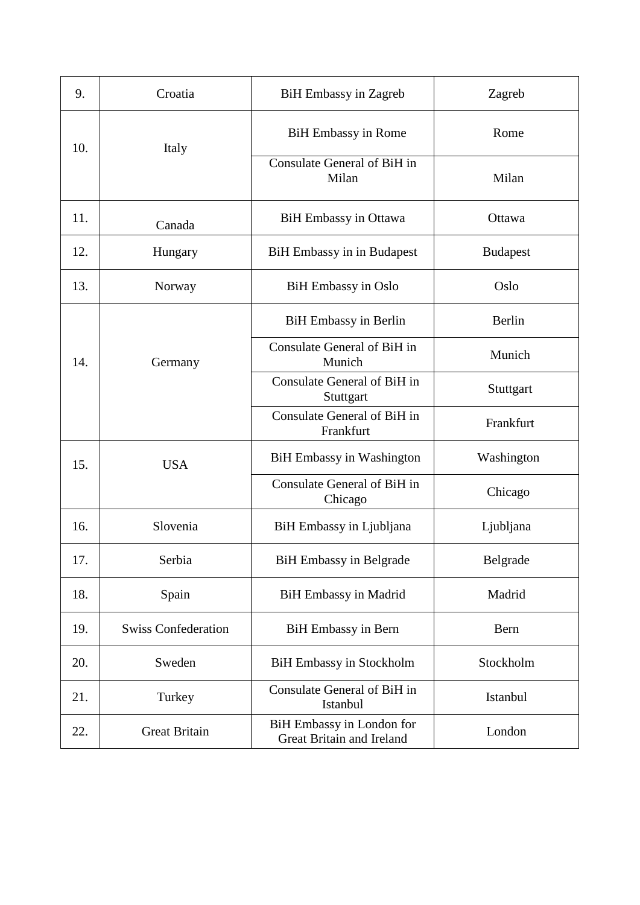| 9. | Croatia | BiH Embassy in Zagreb | Zagreb |
|---|---|---|---|
| 10. | Italy | BiH Embassy in Rome | Rome |
| | | Consulate General of BiH in Milan | Milan |
| 11. | Canada | BiH Embassy in Ottawa | Ottawa |
| 12. | Hungary | BiH Embassy in in Budapest | Budapest |
| 13. | Norway | BiH Embassy in Oslo | Oslo |
| 14. | Germany | BiH Embassy in Berlin | Berlin |
| | | Consulate General of BiH in Munich | Munich |
| | | Consulate General of BiH in Stuttgart | Stuttgart |
| | | Consulate General of BiH in Frankfurt | Frankfurt |
| 15. | USA | BiH Embassy in Washington | Washington |
| | | Consulate General of BiH in Chicago | Chicago |
| 16. | Slovenia | BiH Embassy in Ljubljana | Ljubljana |
| 17. | Serbia | BiH Embassy in Belgrade | Belgrade |
| 18. | Spain | BiH Embassy in Madrid | Madrid |
| 19. | Swiss Confederation | BiH Embassy in Bern | Bern |
| 20. | Sweden | BiH Embassy in Stockholm | Stockholm |
| 21. | Turkey | Consulate General of BiH in Istanbul | Istanbul |
| 22. | Great Britain | BiH Embassy in London for Great Britain and Ireland | London |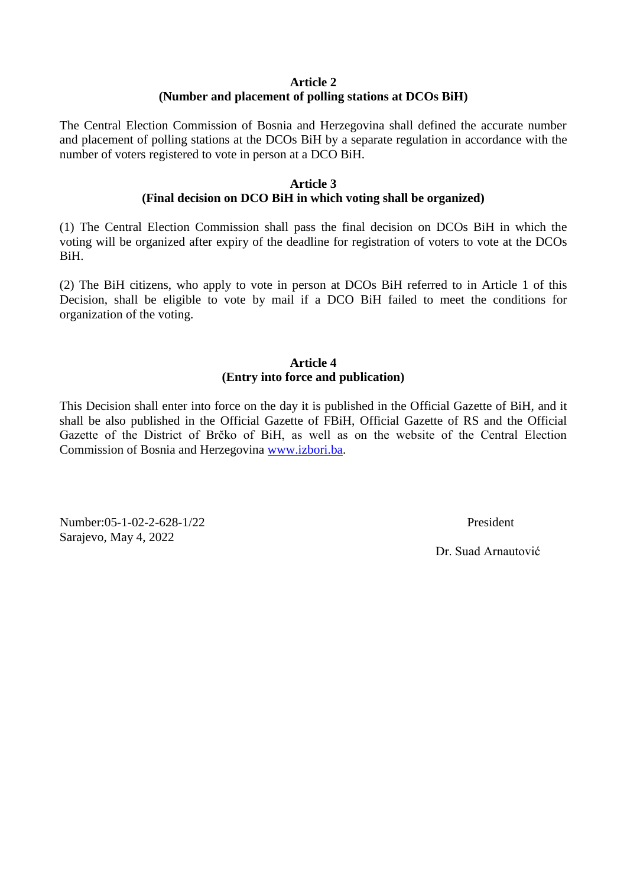**Article 2**
**(Number and placement of polling stations at DCOs BiH)**

The Central Election Commission of Bosnia and Herzegovina shall defined the accurate number and placement of polling stations at the DCOs BiH by a separate regulation in accordance with the number of voters registered to vote in person at a DCO BiH.

**Article 3**
**(Final decision on DCO BiH in which voting shall be organized)**

(1) The Central Election Commission shall pass the final decision on DCOs BiH in which the voting will be organized after expiry of the deadline for registration of voters to vote at the DCOs BiH.

(2) The BiH citizens, who apply to vote in person at DCOs BiH referred to in Article 1 of this Decision, shall be eligible to vote by mail if a DCO BiH failed to meet the conditions for organization of the voting.

**Article 4**
**(Entry into force and publication)**

This Decision shall enter into force on the day it is published in the Official Gazette of BiH, and it shall be also published in the Official Gazette of FBiH, Official Gazette of RS and the Official Gazette of the District of Brčko of BiH, as well as on the website of the Central Election Commission of Bosnia and Herzegovina [www.izbori.ba](http://www.izbori.ba).

Number:05-1-02-2-628-1/22
Sarajevo, May 4, 2022

President

Dr. Suad Arnautović